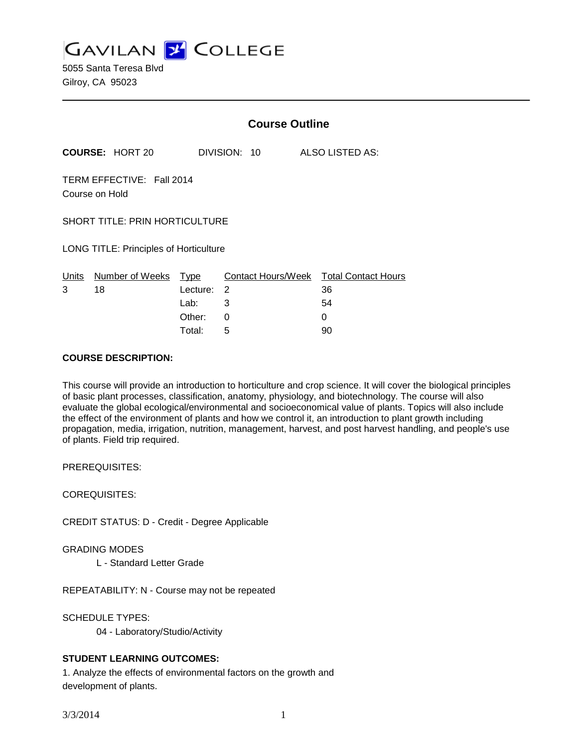# GAVILAN COLLEGE

5055 Santa Teresa Blvd
Gilroy, CA 95023

## Course Outline

**COURSE:** HORT 20 DIVISION: 10 ALSO LISTED AS:

TERM EFFECTIVE: Fall 2014
Course on Hold

SHORT TITLE: PRIN HORTICULTURE

LONG TITLE: Principles of Horticulture

| Units | Number of Weeks | Type | Contact Hours/Week | Total Contact Hours |
|---|---|---|---|---|
| 3 | 18 | Lecture: | 2 | 36 |
| | | Lab: | 3 | 54 |
| | | Other: | 0 | 0 |
| | | Total: | 5 | 90 |

**COURSE DESCRIPTION:**

This course will provide an introduction to horticulture and crop science. It will cover the biological principles of basic plant processes, classification, anatomy, physiology, and biotechnology. The course will also evaluate the global ecological/environmental and socioeconomical value of plants. Topics will also include the effect of the environment of plants and how we control it, an introduction to plant growth including propagation, media, irrigation, nutrition, management, harvest, and post harvest handling, and people's use of plants. Field trip required.

PREREQUISITES:

COREQUISITES:

CREDIT STATUS: D - Credit - Degree Applicable

GRADING MODES

L - Standard Letter Grade

REPEATABILITY: N - Course may not be repeated

SCHEDULE TYPES:

04 - Laboratory/Studio/Activity

**STUDENT LEARNING OUTCOMES:**

1. Analyze the effects of environmental factors on the growth and development of plants.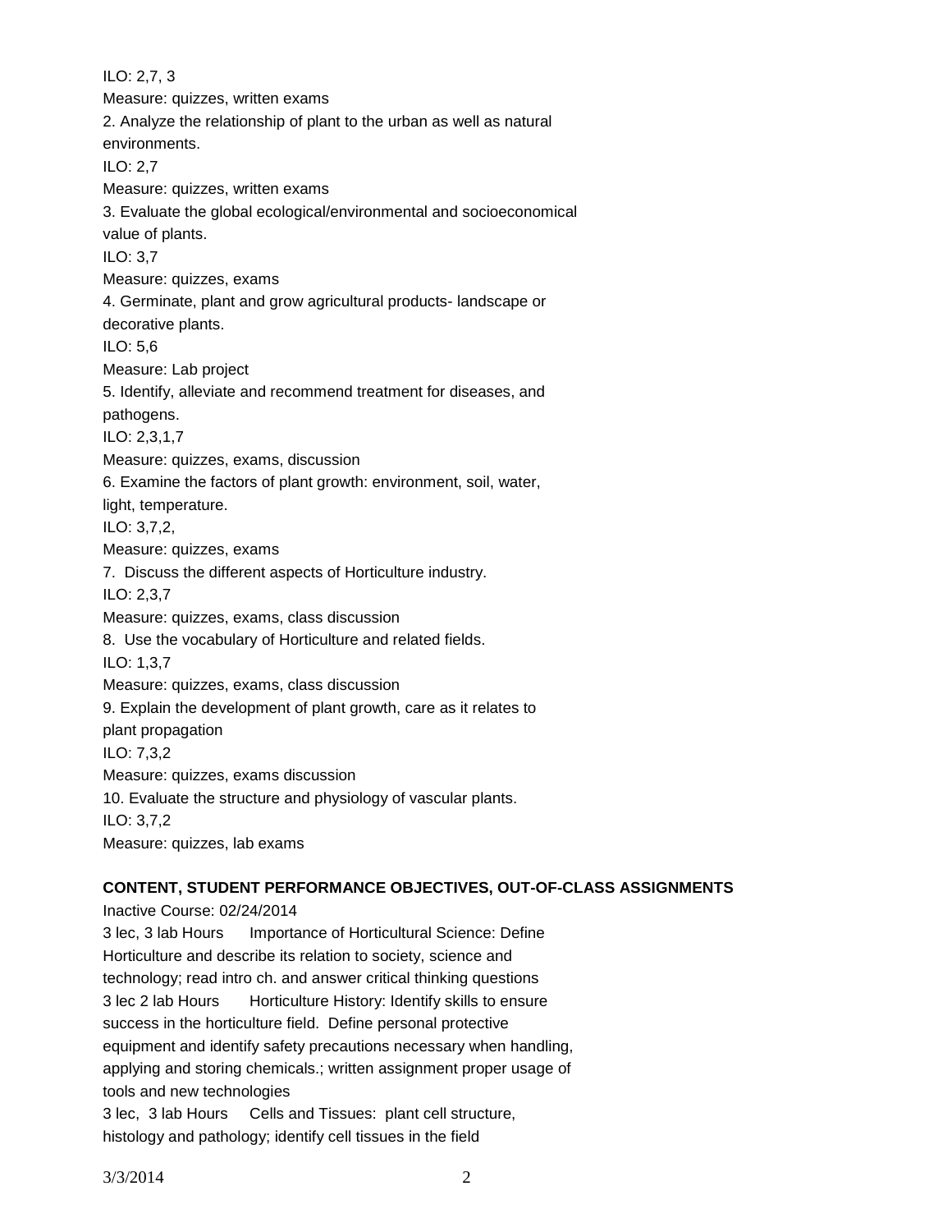ILO: 2,7, 3

Measure: quizzes, written exams

2. Analyze the relationship of plant to the urban as well as natural environments.

ILO: 2,7

Measure: quizzes, written exams

3. Evaluate the global ecological/environmental and socioeconomical value of plants.

ILO: 3,7

Measure: quizzes, exams

4. Germinate, plant and grow agricultural products- landscape or decorative plants.

ILO: 5,6

Measure: Lab project

5. Identify, alleviate and recommend treatment for diseases, and pathogens.

ILO: 2,3,1,7

Measure: quizzes, exams, discussion

6. Examine the factors of plant growth: environment, soil, water, light, temperature.

ILO: 3,7,2,

Measure: quizzes, exams

7. Discuss the different aspects of Horticulture industry.

ILO: 2,3,7

Measure: quizzes, exams, class discussion

8. Use the vocabulary of Horticulture and related fields.

ILO: 1,3,7

Measure: quizzes, exams, class discussion

9. Explain the development of plant growth, care as it relates to plant propagation

ILO: 7,3,2

Measure: quizzes, exams discussion

10. Evaluate the structure and physiology of vascular plants.

ILO: 3,7,2

Measure: quizzes, lab exams

**CONTENT, STUDENT PERFORMANCE OBJECTIVES, OUT-OF-CLASS ASSIGNMENTS**

Inactive Course: 02/24/2014

3 lec, 3 lab Hours Importance of Horticultural Science: Define Horticulture and describe its relation to society, science and technology; read intro ch. and answer critical thinking questions

3 lec 2 lab Hours Horticulture History: Identify skills to ensure success in the horticulture field. Define personal protective equipment and identify safety precautions necessary when handling, applying and storing chemicals.; written assignment proper usage of tools and new technologies

3 lec, 3 lab Hours Cells and Tissues: plant cell structure, histology and pathology; identify cell tissues in the field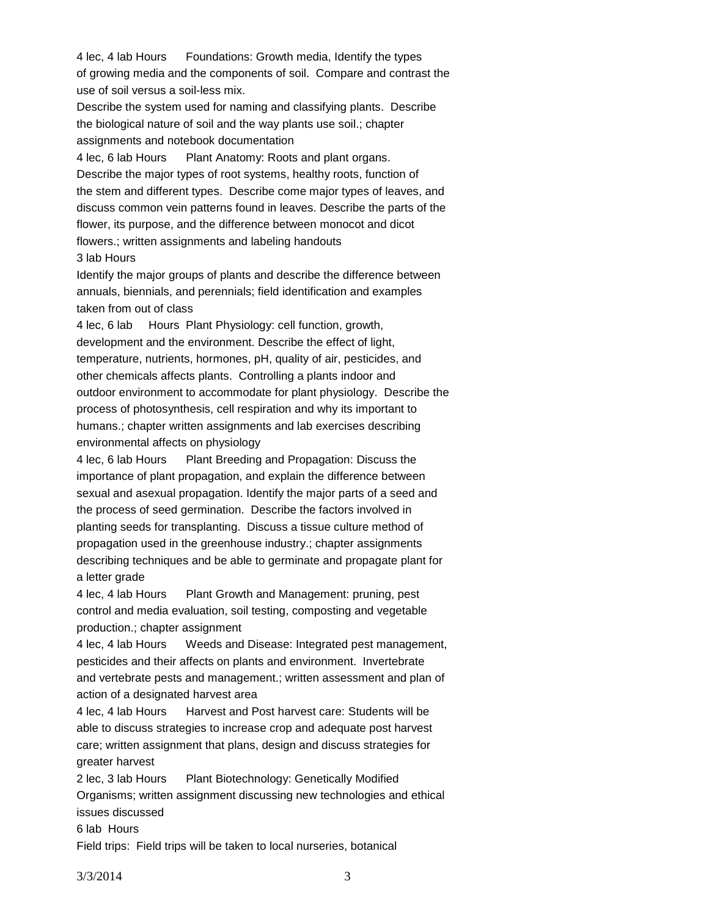4 lec, 4 lab Hours  Foundations: Growth media, Identify the types of growing media and the components of soil. Compare and contrast the use of soil versus a soil-less mix.
Describe the system used for naming and classifying plants. Describe the biological nature of soil and the way plants use soil.; chapter assignments and notebook documentation

4 lec, 6 lab Hours  Plant Anatomy: Roots and plant organs. Describe the major types of root systems, healthy roots, function of the stem and different types. Describe come major types of leaves, and discuss common vein patterns found in leaves. Describe the parts of the flower, its purpose, and the difference between monocot and dicot flowers.; written assignments and labeling handouts

3 lab Hours
Identify the major groups of plants and describe the difference between annuals, biennials, and perennials; field identification and examples taken from out of class

4 lec, 6 lab Hours  Plant Physiology: cell function, growth, development and the environment. Describe the effect of light, temperature, nutrients, hormones, pH, quality of air, pesticides, and other chemicals affects plants. Controlling a plants indoor and outdoor environment to accommodate for plant physiology. Describe the process of photosynthesis, cell respiration and why its important to humans.; chapter written assignments and lab exercises describing environmental affects on physiology

4 lec, 6 lab Hours  Plant Breeding and Propagation: Discuss the importance of plant propagation, and explain the difference between sexual and asexual propagation. Identify the major parts of a seed and the process of seed germination. Describe the factors involved in planting seeds for transplanting. Discuss a tissue culture method of propagation used in the greenhouse industry.; chapter assignments describing techniques and be able to germinate and propagate plant for a letter grade

4 lec, 4 lab Hours  Plant Growth and Management: pruning, pest control and media evaluation, soil testing, composting and vegetable production.; chapter assignment

4 lec, 4 lab Hours  Weeds and Disease: Integrated pest management, pesticides and their affects on plants and environment. Invertebrate and vertebrate pests and management.; written assessment and plan of action of a designated harvest area

4 lec, 4 lab Hours  Harvest and Post harvest care: Students will be able to discuss strategies to increase crop and adequate post harvest care; written assignment that plans, design and discuss strategies for greater harvest

2 lec, 3 lab Hours  Plant Biotechnology: Genetically Modified Organisms; written assignment discussing new technologies and ethical issues discussed

6 lab Hours
Field trips: Field trips will be taken to local nurseries, botanical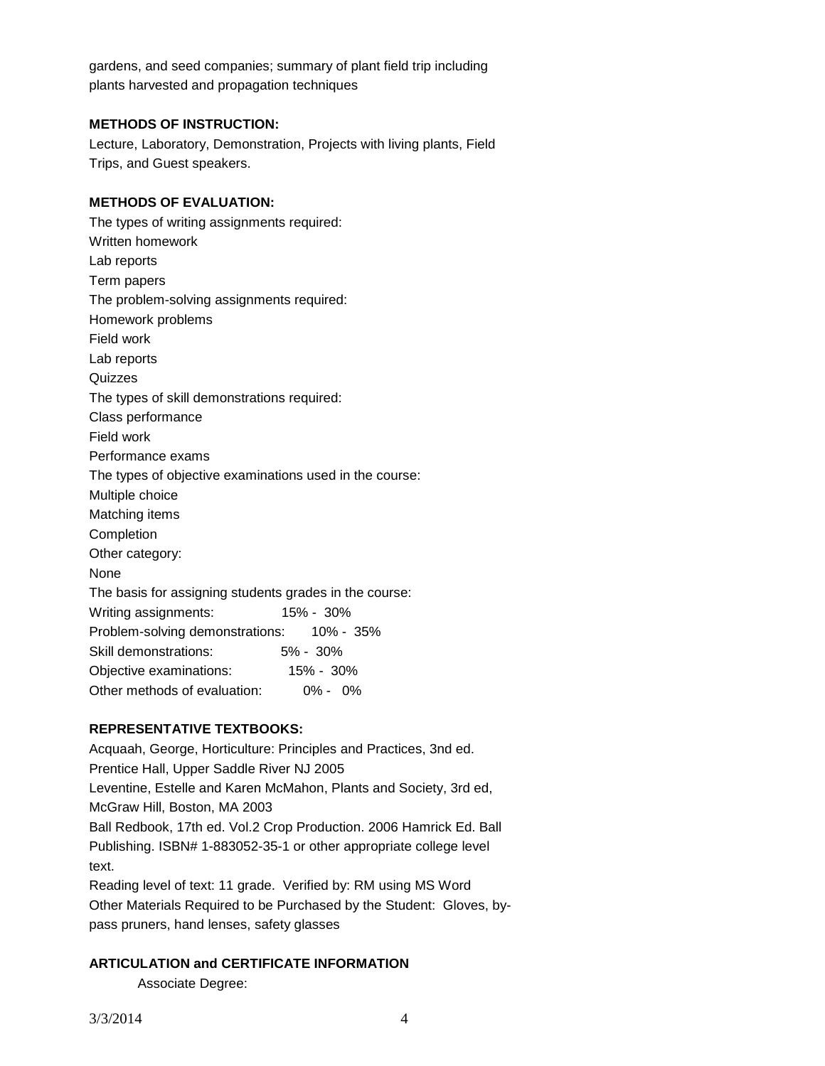gardens, and seed companies; summary of plant field trip including plants harvested and propagation techniques

**METHODS OF INSTRUCTION:**

Lecture, Laboratory, Demonstration, Projects with living plants, Field Trips, and Guest speakers.

**METHODS OF EVALUATION:**

The types of writing assignments required:
Written homework
Lab reports
Term papers
The problem-solving assignments required:
Homework problems
Field work
Lab reports
Quizzes
The types of skill demonstrations required:
Class performance
Field work
Performance exams
The types of objective examinations used in the course:
Multiple choice
Matching items
Completion
Other category:
None
The basis for assigning students grades in the course:
Writing assignments: 15% - 30%
Problem-solving demonstrations: 10% - 35%
Skill demonstrations: 5% - 30%
Objective examinations: 15% - 30%
Other methods of evaluation: 0% - 0%

**REPRESENTATIVE TEXTBOOKS:**

Acquaah, George, Horticulture: Principles and Practices, 3nd ed. Prentice Hall, Upper Saddle River NJ 2005
Leventine, Estelle and Karen McMahon, Plants and Society, 3rd ed, McGraw Hill, Boston, MA 2003
Ball Redbook, 17th ed. Vol.2 Crop Production. 2006 Hamrick Ed. Ball Publishing. ISBN# 1-883052-35-1 or other appropriate college level text.
Reading level of text: 11 grade. Verified by: RM using MS Word
Other Materials Required to be Purchased by the Student: Gloves, by-pass pruners, hand lenses, safety glasses

**ARTICULATION and CERTIFICATE INFORMATION**

Associate Degree: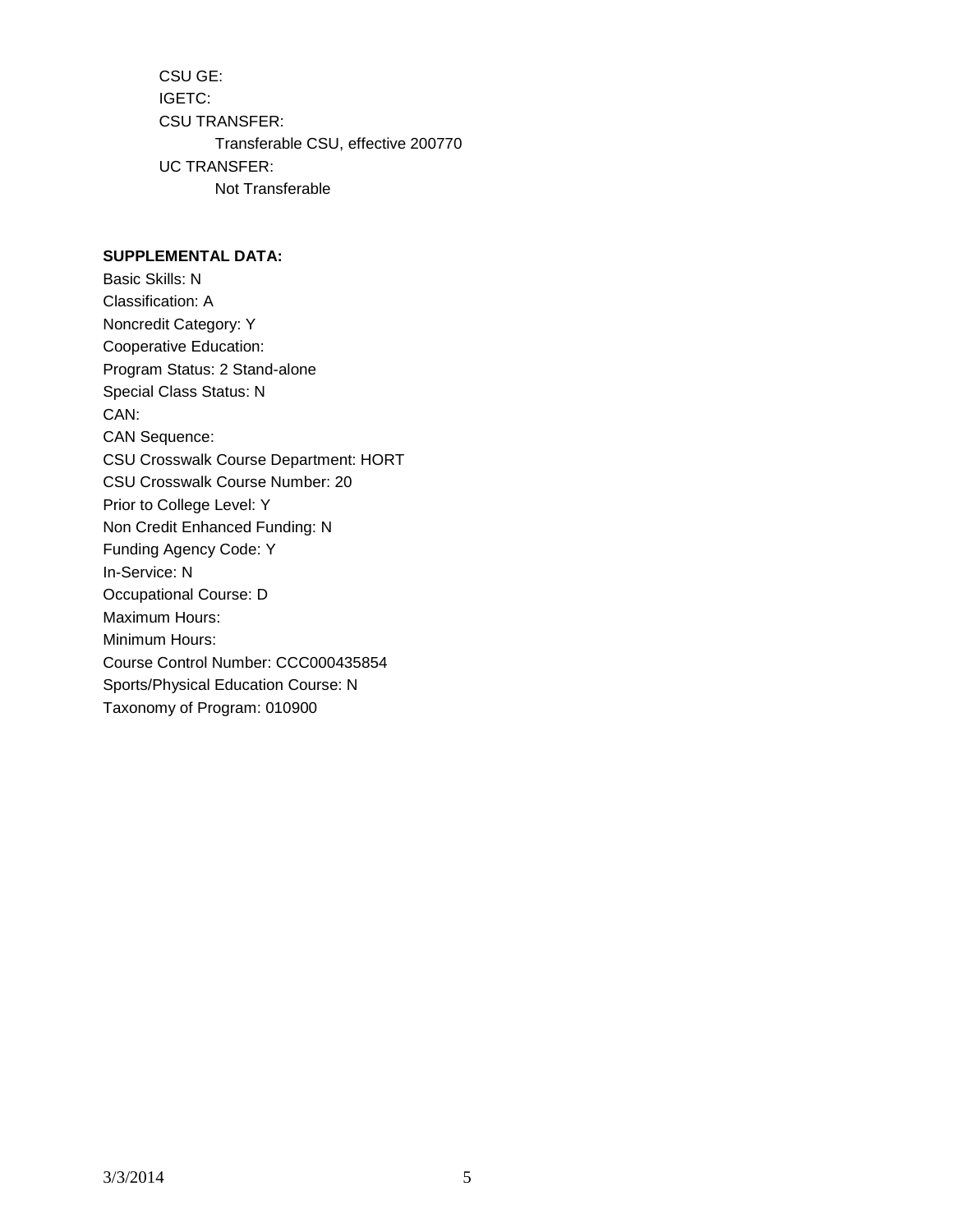CSU GE:

IGETC:

CSU TRANSFER:

Transferable CSU, effective 200770

UC TRANSFER:

Not Transferable

**SUPPLEMENTAL DATA:**

Basic Skills: N

Classification: A

Noncredit Category: Y

Cooperative Education:

Program Status: 2 Stand-alone

Special Class Status: N

CAN:

CAN Sequence:

CSU Crosswalk Course Department: HORT

CSU Crosswalk Course Number: 20

Prior to College Level: Y

Non Credit Enhanced Funding: N

Funding Agency Code: Y

In-Service: N

Occupational Course: D

Maximum Hours:

Minimum Hours:

Course Control Number: CCC000435854

Sports/Physical Education Course: N

Taxonomy of Program: 010900